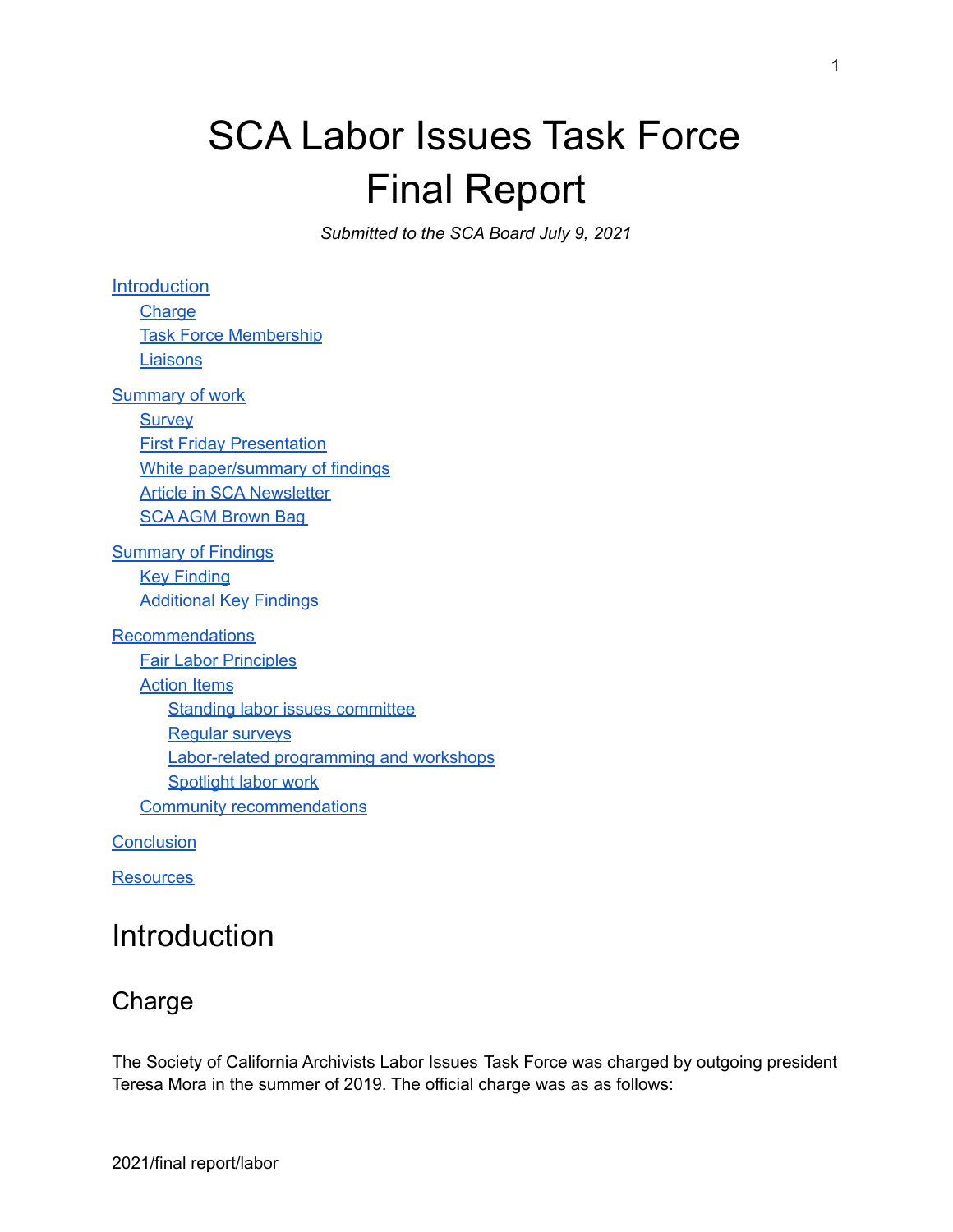# SCA Labor Issues Task Force Final Report

*Submitted to the SCA Board July 9, 2021*

- Introduction
  - Charge
  - Task Force Membership
  - Liaisons
- Summary of work
  - Survey
  - First Friday Presentation
  - White paper/summary of findings
  - Article in SCA Newsletter
  - SCA AGM Brown Bag
- Summary of Findings
  - Key Finding
  - Additional Key Findings
- Recommendations
  - Fair Labor Principles
  - Action Items
    - Standing labor issues committee
    - Regular surveys
    - Labor-related programming and workshops
    - Spotlight labor work
  - Community recommendations
- Conclusion
- Resources

# Introduction

## Charge

The Society of California Archivists Labor Issues Task Force was charged by outgoing president Teresa Mora in the summer of 2019. The official charge was as as follows: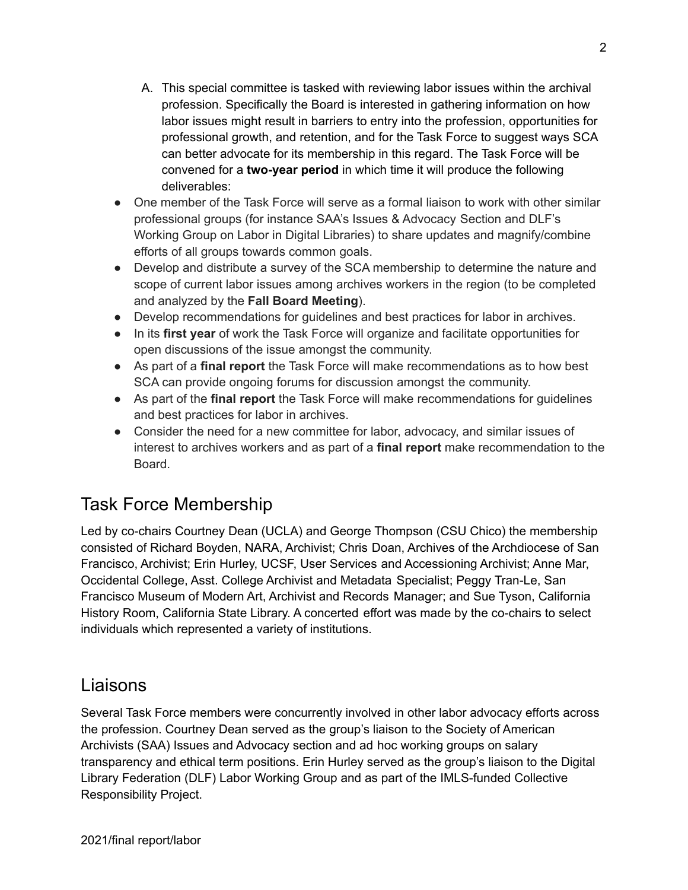A. This special committee is tasked with reviewing labor issues within the archival profession. Specifically the Board is interested in gathering information on how labor issues might result in barriers to entry into the profession, opportunities for professional growth, and retention, and for the Task Force to suggest ways SCA can better advocate for its membership in this regard. The Task Force will be convened for a **two-year period** in which time it will produce the following deliverables:

- One member of the Task Force will serve as a formal liaison to work with other similar professional groups (for instance SAA's Issues & Advocacy Section and DLF's Working Group on Labor in Digital Libraries) to share updates and magnify/combine efforts of all groups towards common goals.
- Develop and distribute a survey of the SCA membership to determine the nature and scope of current labor issues among archives workers in the region (to be completed and analyzed by the **Fall Board Meeting**).
- Develop recommendations for guidelines and best practices for labor in archives.
- In its **first year** of work the Task Force will organize and facilitate opportunities for open discussions of the issue amongst the community.
- As part of a **final report** the Task Force will make recommendations as to how best SCA can provide ongoing forums for discussion amongst the community.
- As part of the **final report** the Task Force will make recommendations for guidelines and best practices for labor in archives.
- Consider the need for a new committee for labor, advocacy, and similar issues of interest to archives workers and as part of a **final report** make recommendation to the Board.

## Task Force Membership

Led by co-chairs Courtney Dean (UCLA) and George Thompson (CSU Chico) the membership consisted of Richard Boyden, NARA, Archivist; Chris Doan, Archives of the Archdiocese of San Francisco, Archivist; Erin Hurley, UCSF, User Services and Accessioning Archivist; Anne Mar, Occidental College, Asst. College Archivist and Metadata Specialist; Peggy Tran-Le, San Francisco Museum of Modern Art, Archivist and Records Manager; and Sue Tyson, California History Room, California State Library. A concerted effort was made by the co-chairs to select individuals which represented a variety of institutions.

## Liaisons

Several Task Force members were concurrently involved in other labor advocacy efforts across the profession. Courtney Dean served as the group's liaison to the Society of American Archivists (SAA) Issues and Advocacy section and ad hoc working groups on salary transparency and ethical term positions. Erin Hurley served as the group's liaison to the Digital Library Federation (DLF) Labor Working Group and as part of the IMLS-funded Collective Responsibility Project.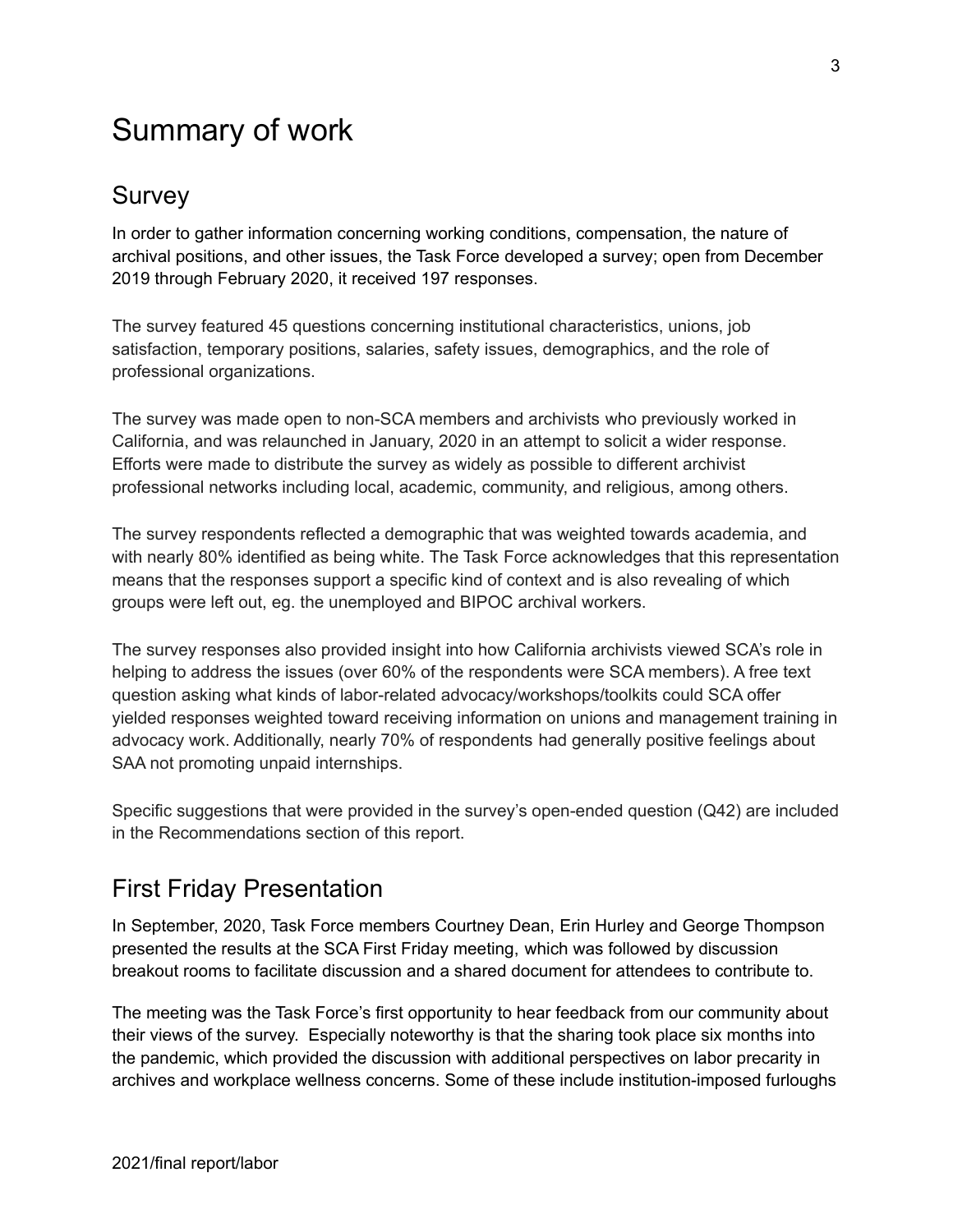# Summary of work

## Survey

In order to gather information concerning working conditions, compensation, the nature of archival positions, and other issues, the Task Force developed a survey; open from December 2019 through February 2020, it received 197 responses.

The survey featured 45 questions concerning institutional characteristics, unions, job satisfaction, temporary positions, salaries, safety issues, demographics, and the role of professional organizations.

The survey was made open to non-SCA members and archivists who previously worked in California, and was relaunched in January, 2020 in an attempt to solicit a wider response. Efforts were made to distribute the survey as widely as possible to different archivist professional networks including local, academic, community, and religious, among others.

The survey respondents reflected a demographic that was weighted towards academia, and with nearly 80% identified as being white. The Task Force acknowledges that this representation means that the responses support a specific kind of context and is also revealing of which groups were left out, eg. the unemployed and BIPOC archival workers.

The survey responses also provided insight into how California archivists viewed SCA's role in helping to address the issues (over 60% of the respondents were SCA members). A free text question asking what kinds of labor-related advocacy/workshops/toolkits could SCA offer yielded responses weighted toward receiving information on unions and management training in advocacy work. Additionally, nearly 70% of respondents had generally positive feelings about SAA not promoting unpaid internships.

Specific suggestions that were provided in the survey's open-ended question (Q42) are included in the Recommendations section of this report.

## First Friday Presentation

In September, 2020, Task Force members Courtney Dean, Erin Hurley and George Thompson presented the results at the SCA First Friday meeting, which was followed by discussion breakout rooms to facilitate discussion and a shared document for attendees to contribute to.

The meeting was the Task Force's first opportunity to hear feedback from our community about their views of the survey. Especially noteworthy is that the sharing took place six months into the pandemic, which provided the discussion with additional perspectives on labor precarity in archives and workplace wellness concerns. Some of these include institution-imposed furloughs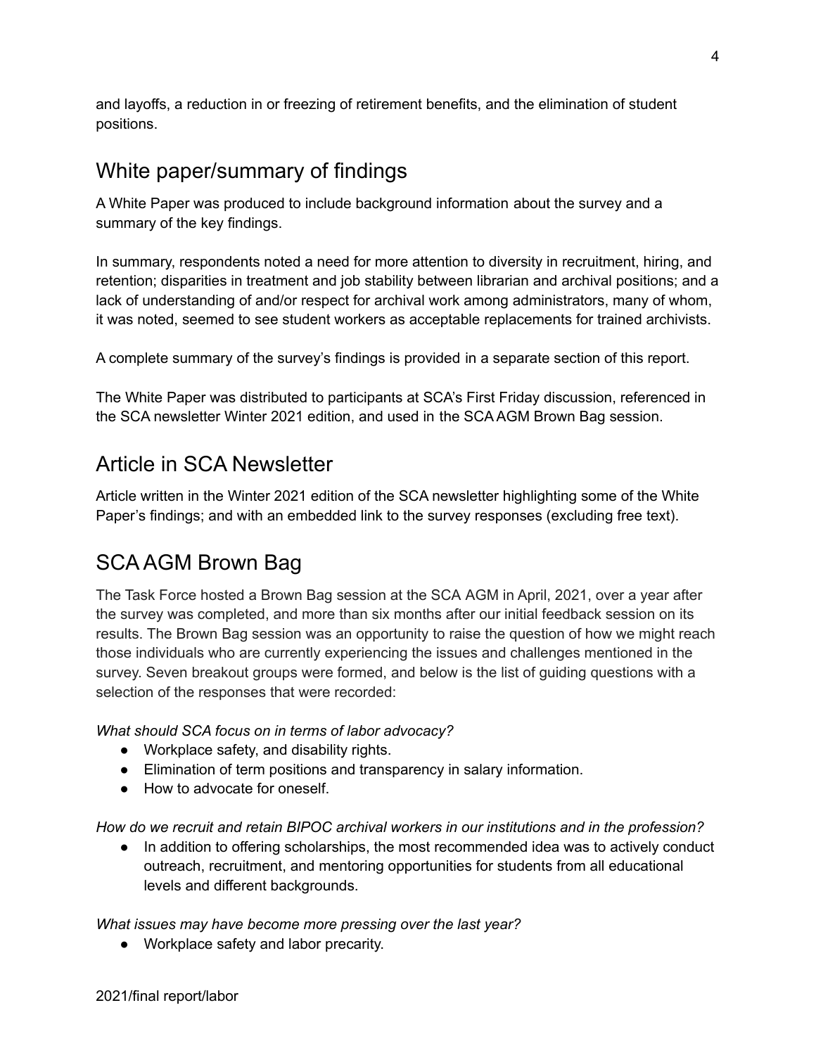and layoffs, a reduction in or freezing of retirement benefits, and the elimination of student positions.

## White paper/summary of findings

A White Paper was produced to include background information about the survey and a summary of the key findings.

In summary, respondents noted a need for more attention to diversity in recruitment, hiring, and retention; disparities in treatment and job stability between librarian and archival positions; and a lack of understanding of and/or respect for archival work among administrators, many of whom, it was noted, seemed to see student workers as acceptable replacements for trained archivists.

A complete summary of the survey's findings is provided in a separate section of this report.

The White Paper was distributed to participants at SCA's First Friday discussion, referenced in the SCA newsletter Winter 2021 edition, and used in the SCA AGM Brown Bag session.

## Article in SCA Newsletter

Article written in the Winter 2021 edition of the SCA newsletter highlighting some of the White Paper's findings; and with an embedded link to the survey responses (excluding free text).

## SCA AGM Brown Bag

The Task Force hosted a Brown Bag session at the SCA AGM in April, 2021, over a year after the survey was completed, and more than six months after our initial feedback session on its results. The Brown Bag session was an opportunity to raise the question of how we might reach those individuals who are currently experiencing the issues and challenges mentioned in the survey. Seven breakout groups were formed, and below is the list of guiding questions with a selection of the responses that were recorded:

*What should SCA focus on in terms of labor advocacy?*

- Workplace safety, and disability rights.
- Elimination of term positions and transparency in salary information.
- How to advocate for oneself.

*How do we recruit and retain BIPOC archival workers in our institutions and in the profession?*

- In addition to offering scholarships, the most recommended idea was to actively conduct outreach, recruitment, and mentoring opportunities for students from all educational levels and different backgrounds.

*What issues may have become more pressing over the last year?*

- Workplace safety and labor precarity.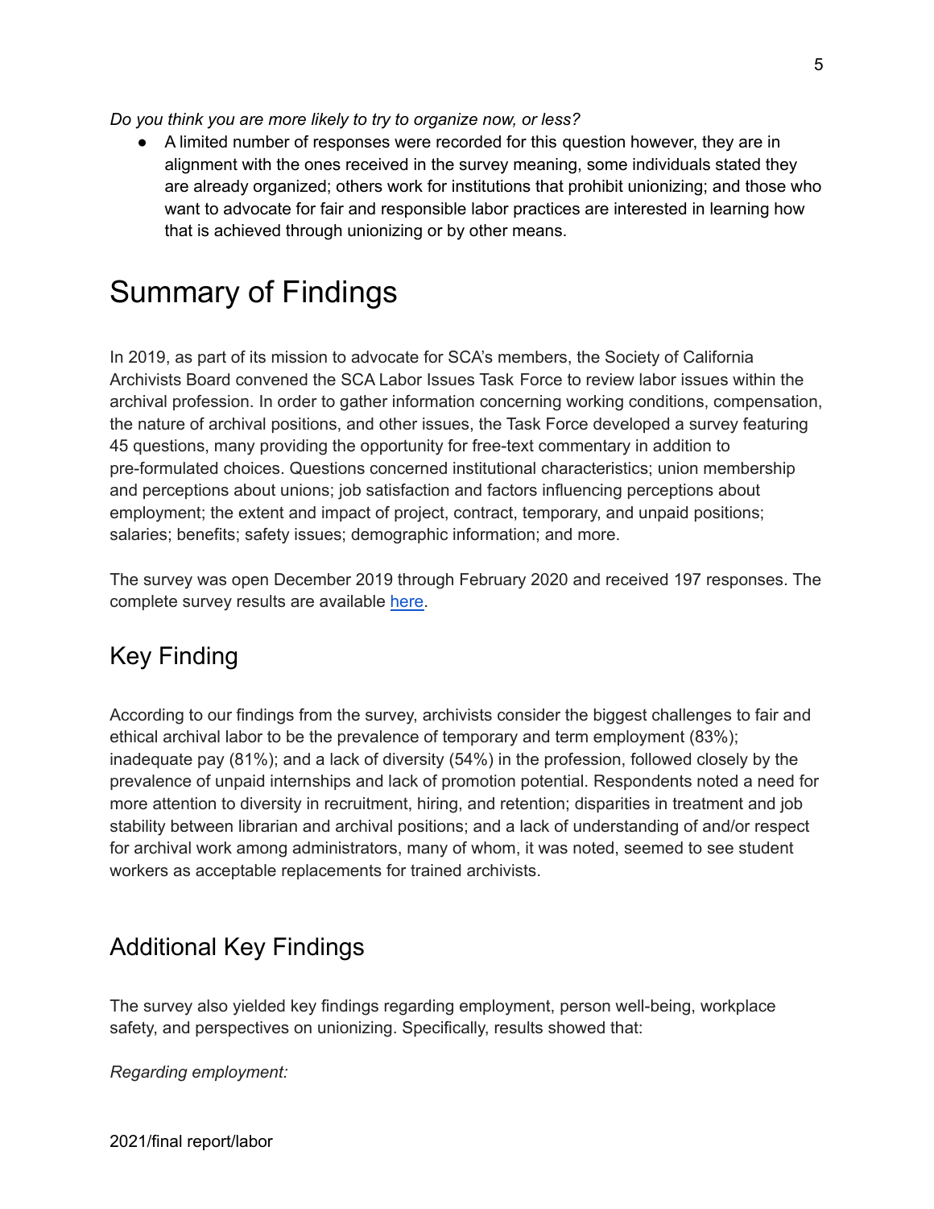*Do you think you are more likely to try to organize now, or less?*

- A limited number of responses were recorded for this question however, they are in alignment with the ones received in the survey meaning, some individuals stated they are already organized; others work for institutions that prohibit unionizing; and those who want to advocate for fair and responsible labor practices are interested in learning how that is achieved through unionizing or by other means.

# Summary of Findings

In 2019, as part of its mission to advocate for SCA's members, the Society of California Archivists Board convened the SCA Labor Issues Task Force to review labor issues within the archival profession. In order to gather information concerning working conditions, compensation, the nature of archival positions, and other issues, the Task Force developed a survey featuring 45 questions, many providing the opportunity for free-text commentary in addition to pre-formulated choices. Questions concerned institutional characteristics; union membership and perceptions about unions; job satisfaction and factors influencing perceptions about employment; the extent and impact of project, contract, temporary, and unpaid positions; salaries; benefits; safety issues; demographic information; and more.

The survey was open December 2019 through February 2020 and received 197 responses. The complete survey results are available here.

## Key Finding

According to our findings from the survey, archivists consider the biggest challenges to fair and ethical archival labor to be the prevalence of temporary and term employment (83%); inadequate pay (81%); and a lack of diversity (54%) in the profession, followed closely by the prevalence of unpaid internships and lack of promotion potential. Respondents noted a need for more attention to diversity in recruitment, hiring, and retention; disparities in treatment and job stability between librarian and archival positions; and a lack of understanding of and/or respect for archival work among administrators, many of whom, it was noted, seemed to see student workers as acceptable replacements for trained archivists.

## Additional Key Findings

The survey also yielded key findings regarding employment, person well-being, workplace safety, and perspectives on unionizing. Specifically, results showed that:

*Regarding employment:*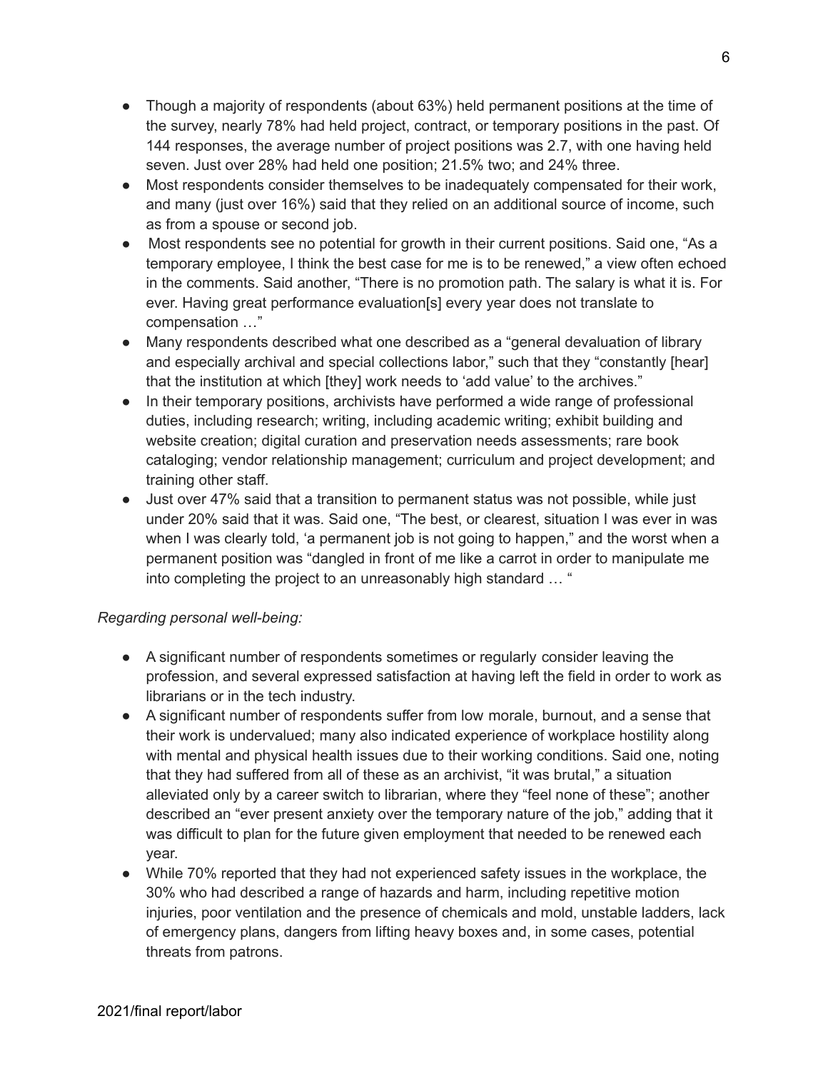- Though a majority of respondents (about 63%) held permanent positions at the time of the survey, nearly 78% had held project, contract, or temporary positions in the past. Of 144 responses, the average number of project positions was 2.7, with one having held seven. Just over 28% had held one position; 21.5% two; and 24% three.
- Most respondents consider themselves to be inadequately compensated for their work, and many (just over 16%) said that they relied on an additional source of income, such as from a spouse or second job.
- Most respondents see no potential for growth in their current positions. Said one, "As a temporary employee, I think the best case for me is to be renewed," a view often echoed in the comments. Said another, "There is no promotion path. The salary is what it is. For ever. Having great performance evaluation[s] every year does not translate to compensation …"
- Many respondents described what one described as a "general devaluation of library and especially archival and special collections labor," such that they "constantly [hear] that the institution at which [they] work needs to 'add value' to the archives."
- In their temporary positions, archivists have performed a wide range of professional duties, including research; writing, including academic writing; exhibit building and website creation; digital curation and preservation needs assessments; rare book cataloging; vendor relationship management; curriculum and project development; and training other staff.
- Just over 47% said that a transition to permanent status was not possible, while just under 20% said that it was. Said one, "The best, or clearest, situation I was ever in was when I was clearly told, 'a permanent job is not going to happen," and the worst when a permanent position was "dangled in front of me like a carrot in order to manipulate me into completing the project to an unreasonably high standard … "

*Regarding personal well-being:*

- A significant number of respondents sometimes or regularly consider leaving the profession, and several expressed satisfaction at having left the field in order to work as librarians or in the tech industry.
- A significant number of respondents suffer from low morale, burnout, and a sense that their work is undervalued; many also indicated experience of workplace hostility along with mental and physical health issues due to their working conditions. Said one, noting that they had suffered from all of these as an archivist, "it was brutal," a situation alleviated only by a career switch to librarian, where they "feel none of these"; another described an "ever present anxiety over the temporary nature of the job," adding that it was difficult to plan for the future given employment that needed to be renewed each year.
- While 70% reported that they had not experienced safety issues in the workplace, the 30% who had described a range of hazards and harm, including repetitive motion injuries, poor ventilation and the presence of chemicals and mold, unstable ladders, lack of emergency plans, dangers from lifting heavy boxes and, in some cases, potential threats from patrons.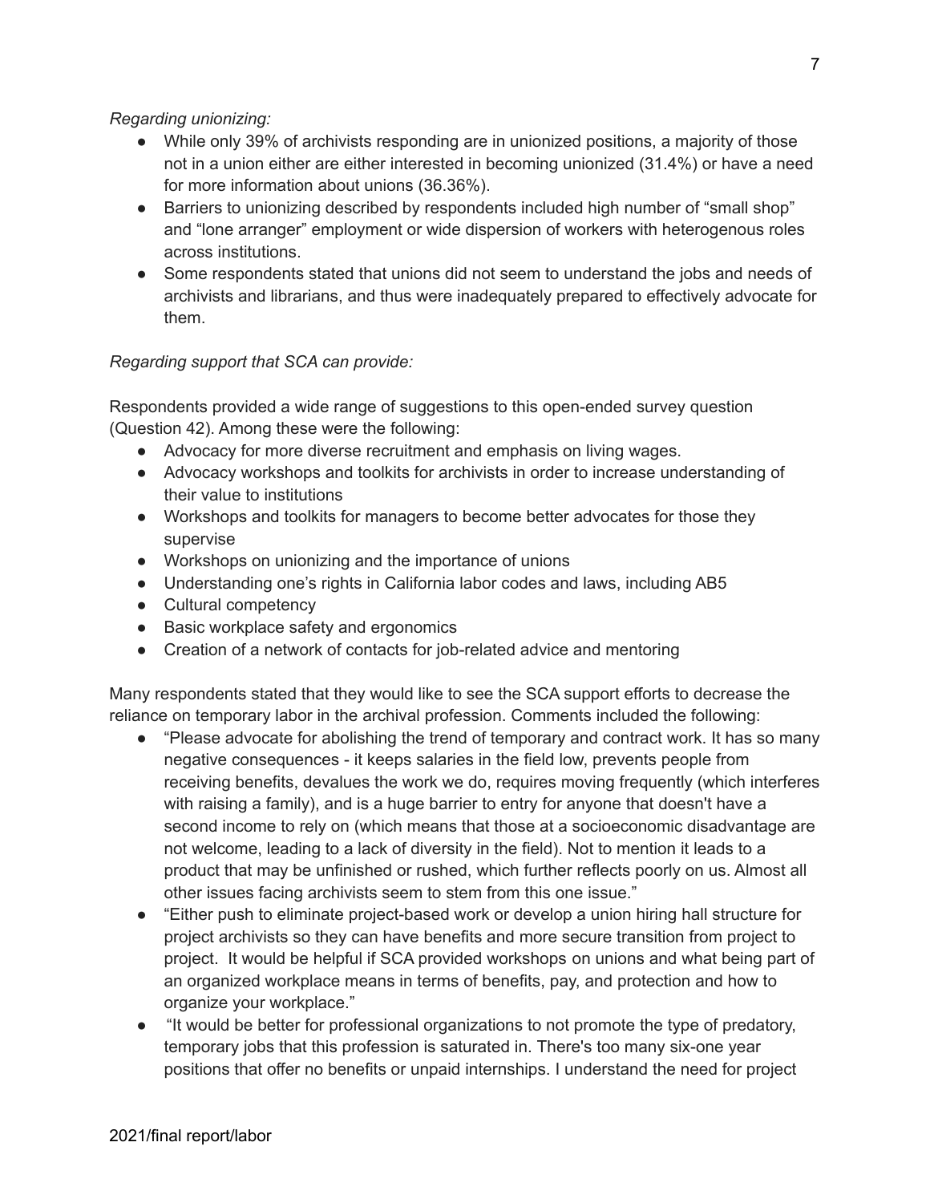*Regarding unionizing:*

- While only 39% of archivists responding are in unionized positions, a majority of those not in a union either are either interested in becoming unionized (31.4%) or have a need for more information about unions (36.36%).
- Barriers to unionizing described by respondents included high number of "small shop" and "lone arranger" employment or wide dispersion of workers with heterogenous roles across institutions.
- Some respondents stated that unions did not seem to understand the jobs and needs of archivists and librarians, and thus were inadequately prepared to effectively advocate for them.

*Regarding support that SCA can provide:*

Respondents provided a wide range of suggestions to this open-ended survey question (Question 42). Among these were the following:

- Advocacy for more diverse recruitment and emphasis on living wages.
- Advocacy workshops and toolkits for archivists in order to increase understanding of their value to institutions
- Workshops and toolkits for managers to become better advocates for those they supervise
- Workshops on unionizing and the importance of unions
- Understanding one's rights in California labor codes and laws, including AB5
- Cultural competency
- Basic workplace safety and ergonomics
- Creation of a network of contacts for job-related advice and mentoring

Many respondents stated that they would like to see the SCA support efforts to decrease the reliance on temporary labor in the archival profession. Comments included the following:

- "Please advocate for abolishing the trend of temporary and contract work. It has so many negative consequences - it keeps salaries in the field low, prevents people from receiving benefits, devalues the work we do, requires moving frequently (which interferes with raising a family), and is a huge barrier to entry for anyone that doesn't have a second income to rely on (which means that those at a socioeconomic disadvantage are not welcome, leading to a lack of diversity in the field). Not to mention it leads to a product that may be unfinished or rushed, which further reflects poorly on us. Almost all other issues facing archivists seem to stem from this one issue."
- "Either push to eliminate project-based work or develop a union hiring hall structure for project archivists so they can have benefits and more secure transition from project to project. It would be helpful if SCA provided workshops on unions and what being part of an organized workplace means in terms of benefits, pay, and protection and how to organize your workplace."
- "It would be better for professional organizations to not promote the type of predatory, temporary jobs that this profession is saturated in. There's too many six-one year positions that offer no benefits or unpaid internships. I understand the need for project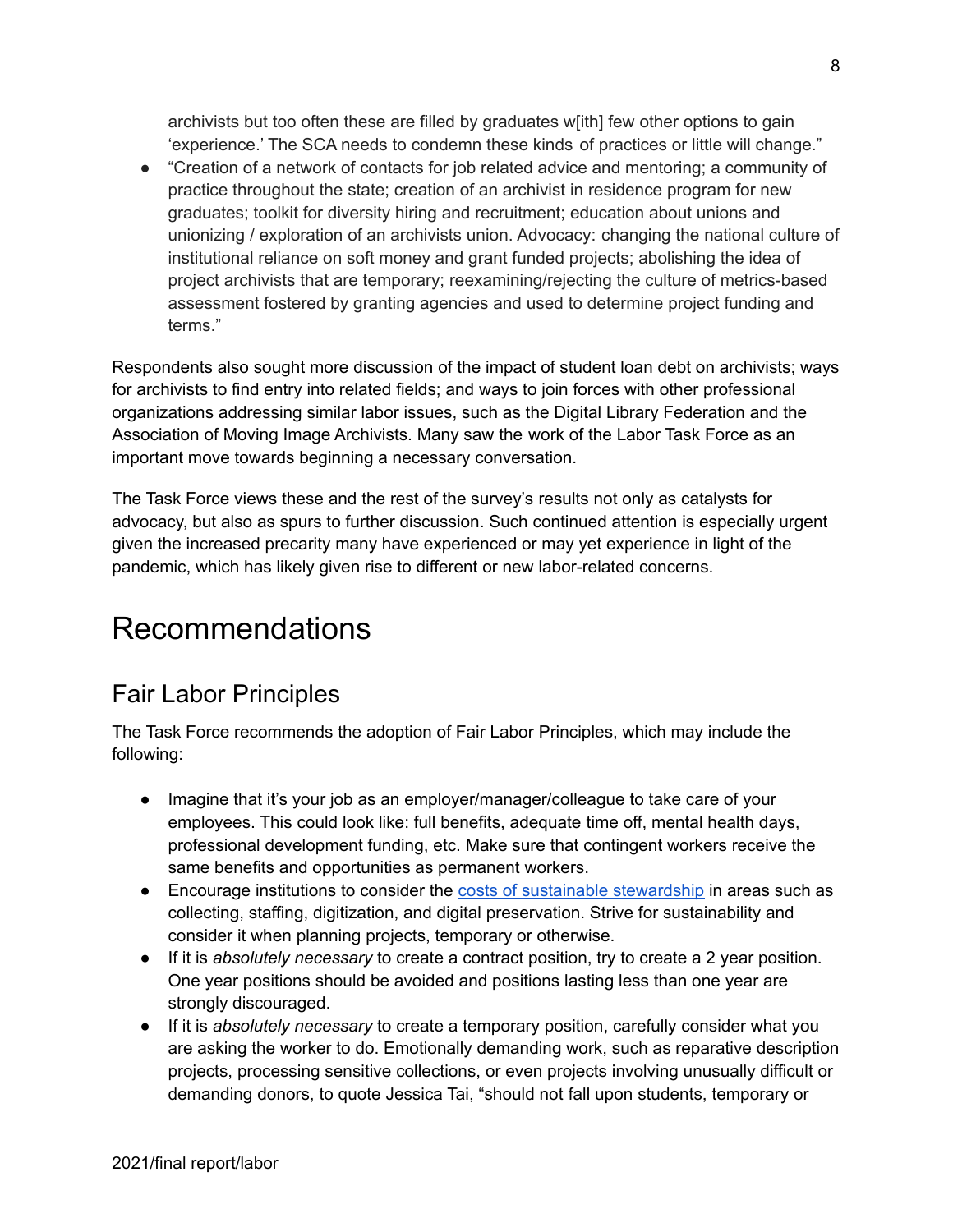archivists but too often these are filled by graduates w[ith] few other options to gain 'experience.' The SCA needs to condemn these kinds of practices or little will change."

- "Creation of a network of contacts for job related advice and mentoring; a community of practice throughout the state; creation of an archivist in residence program for new graduates; toolkit for diversity hiring and recruitment; education about unions and unionizing / exploration of an archivists union. Advocacy: changing the national culture of institutional reliance on soft money and grant funded projects; abolishing the idea of project archivists that are temporary; reexamining/rejecting the culture of metrics-based assessment fostered by granting agencies and used to determine project funding and terms."

Respondents also sought more discussion of the impact of student loan debt on archivists; ways for archivists to find entry into related fields; and ways to join forces with other professional organizations addressing similar labor issues, such as the Digital Library Federation and the Association of Moving Image Archivists. Many saw the work of the Labor Task Force as an important move towards beginning a necessary conversation.

The Task Force views these and the rest of the survey's results not only as catalysts for advocacy, but also as spurs to further discussion. Such continued attention is especially urgent given the increased precarity many have experienced or may yet experience in light of the pandemic, which has likely given rise to different or new labor-related concerns.

# Recommendations

## Fair Labor Principles

The Task Force recommends the adoption of Fair Labor Principles, which may include the following:

- Imagine that it's your job as an employer/manager/colleague to take care of your employees. This could look like: full benefits, adequate time off, mental health days, professional development funding, etc. Make sure that contingent workers receive the same benefits and opportunities as permanent workers.
- Encourage institutions to consider the [costs of sustainable stewardship]() in areas such as collecting, staffing, digitization, and digital preservation. Strive for sustainability and consider it when planning projects, temporary or otherwise.
- If it is *absolutely necessary* to create a contract position, try to create a 2 year position. One year positions should be avoided and positions lasting less than one year are strongly discouraged.
- If it is *absolutely necessary* to create a temporary position, carefully consider what you are asking the worker to do. Emotionally demanding work, such as reparative description projects, processing sensitive collections, or even projects involving unusually difficult or demanding donors, to quote Jessica Tai, "should not fall upon students, temporary or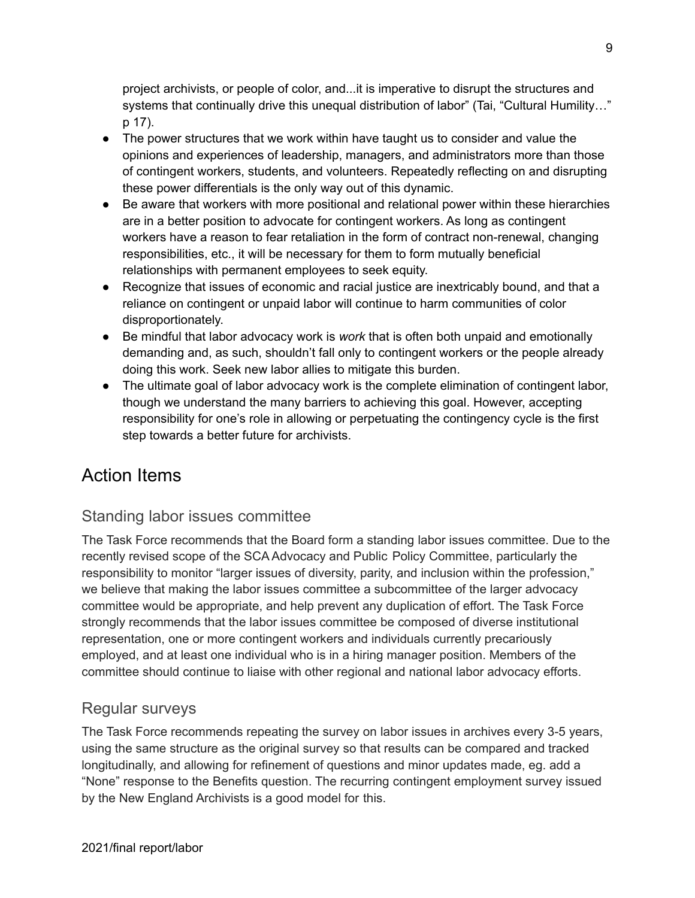project archivists, or people of color, and...it is imperative to disrupt the structures and systems that continually drive this unequal distribution of labor" (Tai, "Cultural Humility…" p 17).

- The power structures that we work within have taught us to consider and value the opinions and experiences of leadership, managers, and administrators more than those of contingent workers, students, and volunteers. Repeatedly reflecting on and disrupting these power differentials is the only way out of this dynamic.
- Be aware that workers with more positional and relational power within these hierarchies are in a better position to advocate for contingent workers. As long as contingent workers have a reason to fear retaliation in the form of contract non-renewal, changing responsibilities, etc., it will be necessary for them to form mutually beneficial relationships with permanent employees to seek equity.
- Recognize that issues of economic and racial justice are inextricably bound, and that a reliance on contingent or unpaid labor will continue to harm communities of color disproportionately.
- Be mindful that labor advocacy work is *work* that is often both unpaid and emotionally demanding and, as such, shouldn't fall only to contingent workers or the people already doing this work. Seek new labor allies to mitigate this burden.
- The ultimate goal of labor advocacy work is the complete elimination of contingent labor, though we understand the many barriers to achieving this goal. However, accepting responsibility for one's role in allowing or perpetuating the contingency cycle is the first step towards a better future for archivists.

## Action Items

### Standing labor issues committee

The Task Force recommends that the Board form a standing labor issues committee. Due to the recently revised scope of the SCA Advocacy and Public Policy Committee, particularly the responsibility to monitor "larger issues of diversity, parity, and inclusion within the profession," we believe that making the labor issues committee a subcommittee of the larger advocacy committee would be appropriate, and help prevent any duplication of effort. The Task Force strongly recommends that the labor issues committee be composed of diverse institutional representation, one or more contingent workers and individuals currently precariously employed, and at least one individual who is in a hiring manager position. Members of the committee should continue to liaise with other regional and national labor advocacy efforts.

### Regular surveys

The Task Force recommends repeating the survey on labor issues in archives every 3-5 years, using the same structure as the original survey so that results can be compared and tracked longitudinally, and allowing for refinement of questions and minor updates made, eg. add a "None" response to the Benefits question. The recurring contingent employment survey issued by the New England Archivists is a good model for this.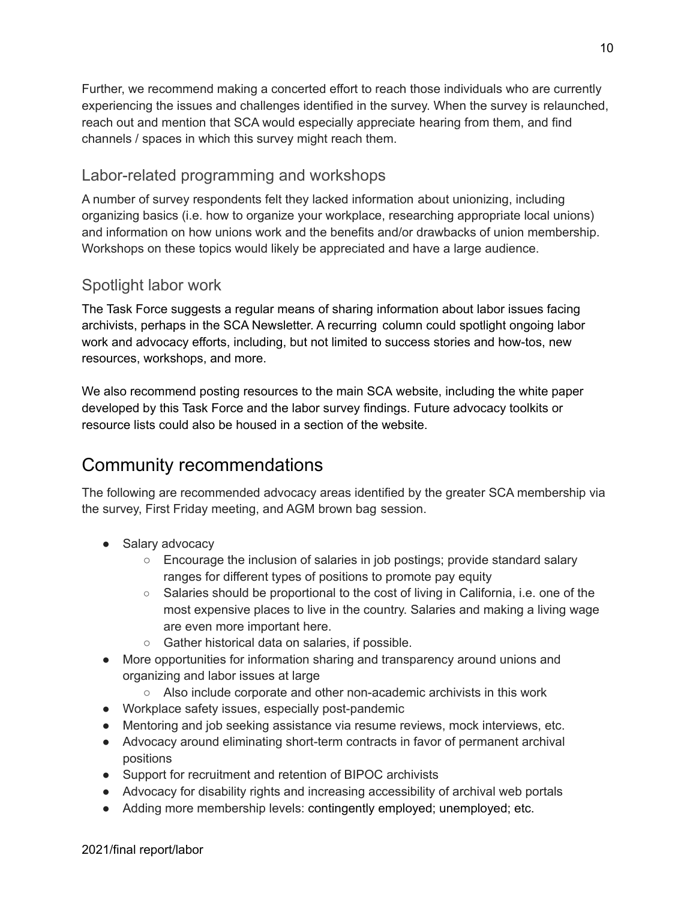Further, we recommend making a concerted effort to reach those individuals who are currently experiencing the issues and challenges identified in the survey. When the survey is relaunched, reach out and mention that SCA would especially appreciate hearing from them, and find channels / spaces in which this survey might reach them.

### Labor-related programming and workshops

A number of survey respondents felt they lacked information about unionizing, including organizing basics (i.e. how to organize your workplace, researching appropriate local unions) and information on how unions work and the benefits and/or drawbacks of union membership. Workshops on these topics would likely be appreciated and have a large audience.

### Spotlight labor work

The Task Force suggests a regular means of sharing information about labor issues facing archivists, perhaps in the SCA Newsletter. A recurring column could spotlight ongoing labor work and advocacy efforts, including, but not limited to success stories and how-tos, new resources, workshops, and more.

We also recommend posting resources to the main SCA website, including the white paper developed by this Task Force and the labor survey findings. Future advocacy toolkits or resource lists could also be housed in a section of the website.

## Community recommendations

The following are recommended advocacy areas identified by the greater SCA membership via the survey, First Friday meeting, and AGM brown bag session.

- Salary advocacy
    - Encourage the inclusion of salaries in job postings; provide standard salary ranges for different types of positions to promote pay equity
    - Salaries should be proportional to the cost of living in California, i.e. one of the most expensive places to live in the country. Salaries and making a living wage are even more important here.
    - Gather historical data on salaries, if possible.
- More opportunities for information sharing and transparency around unions and organizing and labor issues at large
    - Also include corporate and other non-academic archivists in this work
- Workplace safety issues, especially post-pandemic
- Mentoring and job seeking assistance via resume reviews, mock interviews, etc.
- Advocacy around eliminating short-term contracts in favor of permanent archival positions
- Support for recruitment and retention of BIPOC archivists
- Advocacy for disability rights and increasing accessibility of archival web portals
- Adding more membership levels: contingently employed; unemployed; etc.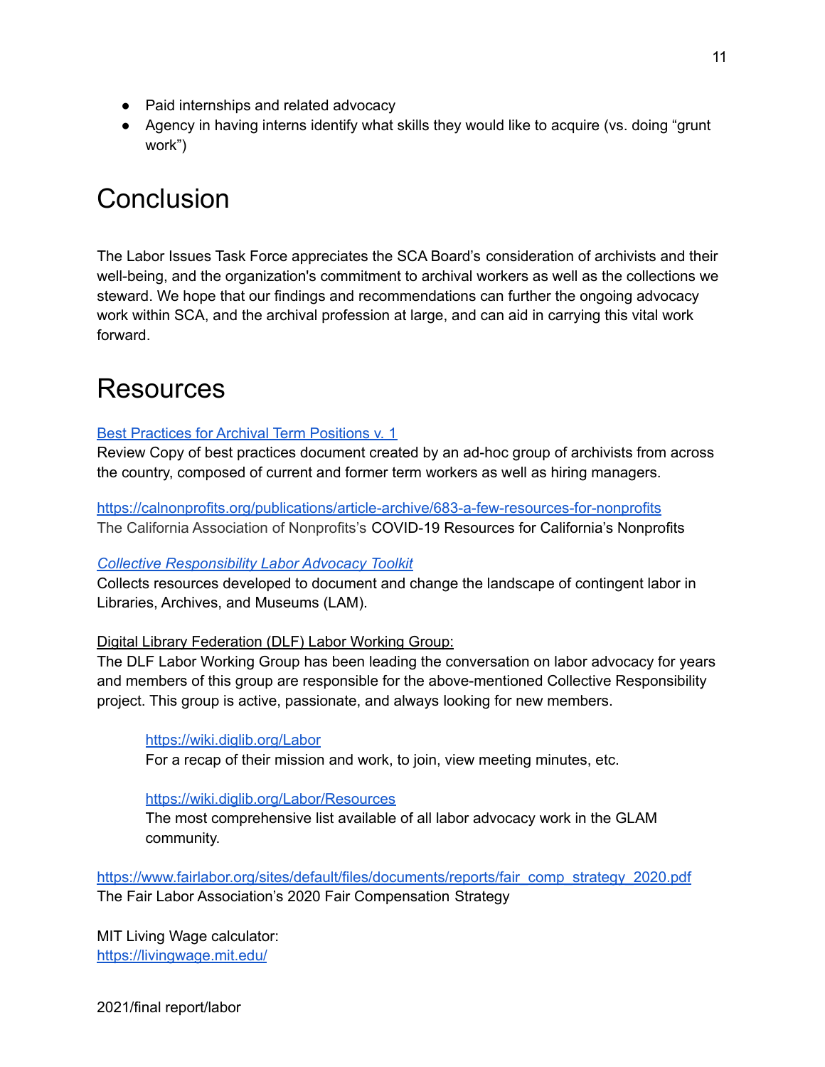- Paid internships and related advocacy
- Agency in having interns identify what skills they would like to acquire (vs. doing "grunt work")

# Conclusion

The Labor Issues Task Force appreciates the SCA Board's consideration of archivists and their well-being, and the organization's commitment to archival workers as well as the collections we steward. We hope that our findings and recommendations can further the ongoing advocacy work within SCA, and the archival profession at large, and can aid in carrying this vital work forward.

# Resources

[Best Practices for Archival Term Positions v. 1](Best Practices for Archival Term Positions v. 1)
Review Copy of best practices document created by an ad-hoc group of archivists from across the country, composed of current and former term workers as well as hiring managers.

https://calnonprofits.org/publications/article-archive/683-a-few-resources-for-nonprofits
The California Association of Nonprofits's COVID-19 Resources for California's Nonprofits

*Collective Responsibility Labor Advocacy Toolkit*
Collects resources developed to document and change the landscape of contingent labor in Libraries, Archives, and Museums (LAM).

Digital Library Federation (DLF) Labor Working Group:
The DLF Labor Working Group has been leading the conversation on labor advocacy for years and members of this group are responsible for the above-mentioned Collective Responsibility project. This group is active, passionate, and always looking for new members.

> https://wiki.diglib.org/Labor
> For a recap of their mission and work, to join, view meeting minutes, etc.
>
> https://wiki.diglib.org/Labor/Resources
> The most comprehensive list available of all labor advocacy work in the GLAM community.

https://www.fairlabor.org/sites/default/files/documents/reports/fair_comp_strategy_2020.pdf
The Fair Labor Association's 2020 Fair Compensation Strategy

MIT Living Wage calculator:
https://livingwage.mit.edu/

2021/final report/labor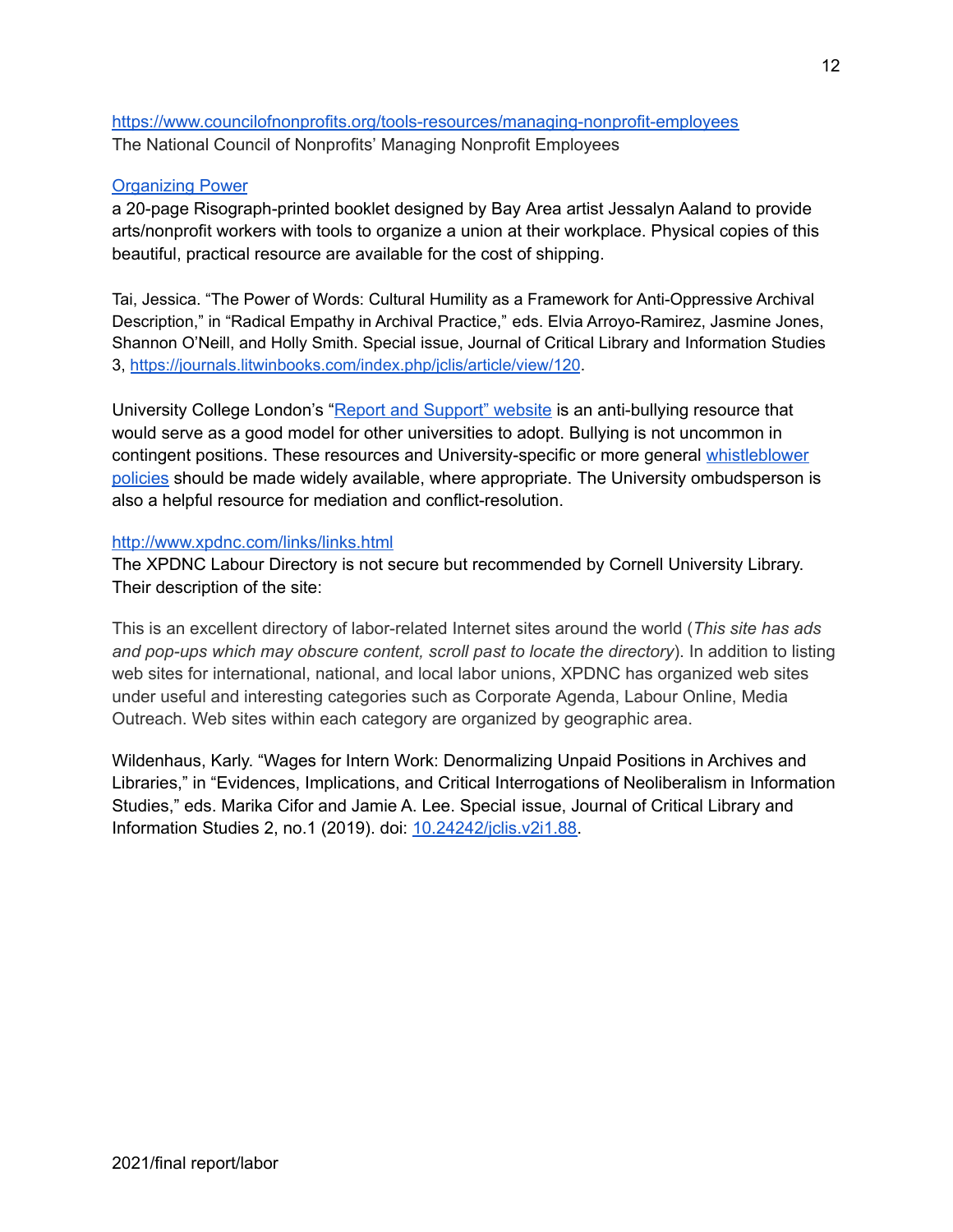https://www.councilofnonprofits.org/tools-resources/managing-nonprofit-employees
The National Council of Nonprofits' Managing Nonprofit Employees

Organizing Power
a 20-page Risograph-printed booklet designed by Bay Area artist Jessalyn Aaland to provide arts/nonprofit workers with tools to organize a union at their workplace. Physical copies of this beautiful, practical resource are available for the cost of shipping.

Tai, Jessica. "The Power of Words: Cultural Humility as a Framework for Anti-Oppressive Archival Description," in "Radical Empathy in Archival Practice," eds. Elvia Arroyo-Ramirez, Jasmine Jones, Shannon O'Neill, and Holly Smith. Special issue, Journal of Critical Library and Information Studies 3, https://journals.litwinbooks.com/index.php/jclis/article/view/120.

University College London's "Report and Support" website is an anti-bullying resource that would serve as a good model for other universities to adopt. Bullying is not uncommon in contingent positions. These resources and University-specific or more general whistleblower policies should be made widely available, where appropriate. The University ombudsperson is also a helpful resource for mediation and conflict-resolution.

http://www.xpdnc.com/links/links.html
The XPDNC Labour Directory is not secure but recommended by Cornell University Library. Their description of the site:

This is an excellent directory of labor-related Internet sites around the world (*This site has ads and pop-ups which may obscure content, scroll past to locate the directory*). In addition to listing web sites for international, national, and local labor unions, XPDNC has organized web sites under useful and interesting categories such as Corporate Agenda, Labour Online, Media Outreach. Web sites within each category are organized by geographic area.

Wildenhaus, Karly. "Wages for Intern Work: Denormalizing Unpaid Positions in Archives and Libraries," in "Evidences, Implications, and Critical Interrogations of Neoliberalism in Information Studies," eds. Marika Cifor and Jamie A. Lee. Special issue, Journal of Critical Library and Information Studies 2, no.1 (2019). doi: 10.24242/jclis.v2i1.88.